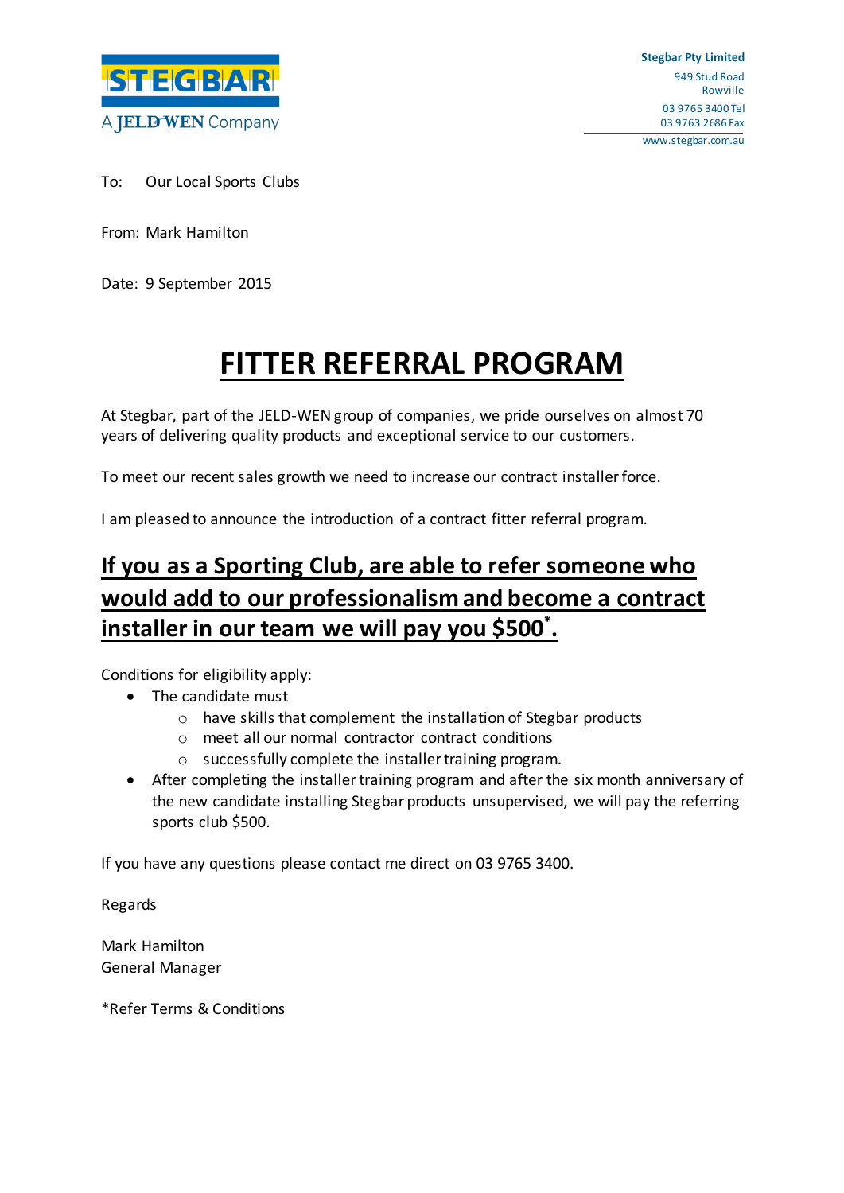STEGBAR
A JELD-WEN Company

**Stegbar Pty Limited**
949 Stud Road
Rowville
03 9765 3400 Tel
03 9763 2686 Fax
www.stegbar.com.au

To: Our Local Sports Clubs

From: Mark Hamilton

Date: 9 September 2015

# FITTER REFERRAL PROGRAM

At Stegbar, part of the JELD-WEN group of companies, we pride ourselves on almost 70 years of delivering quality products and exceptional service to our customers.

To meet our recent sales growth we need to increase our contract installer force.

I am pleased to announce the introduction of a contract fitter referral program.

## If you as a Sporting Club, are able to refer someone who would add to our professionalism and become a contract installer in our team we will pay you $500*.

Conditions for eligibility apply:

- The candidate must
  - have skills that complement the installation of Stegbar products
  - meet all our normal contractor contract conditions
  - successfully complete the installer training program.
- After completing the installer training program and after the six month anniversary of the new candidate installing Stegbar products unsupervised, we will pay the referring sports club $500.

If you have any questions please contact me direct on 03 9765 3400.

Regards

Mark Hamilton
General Manager

*Refer Terms & Conditions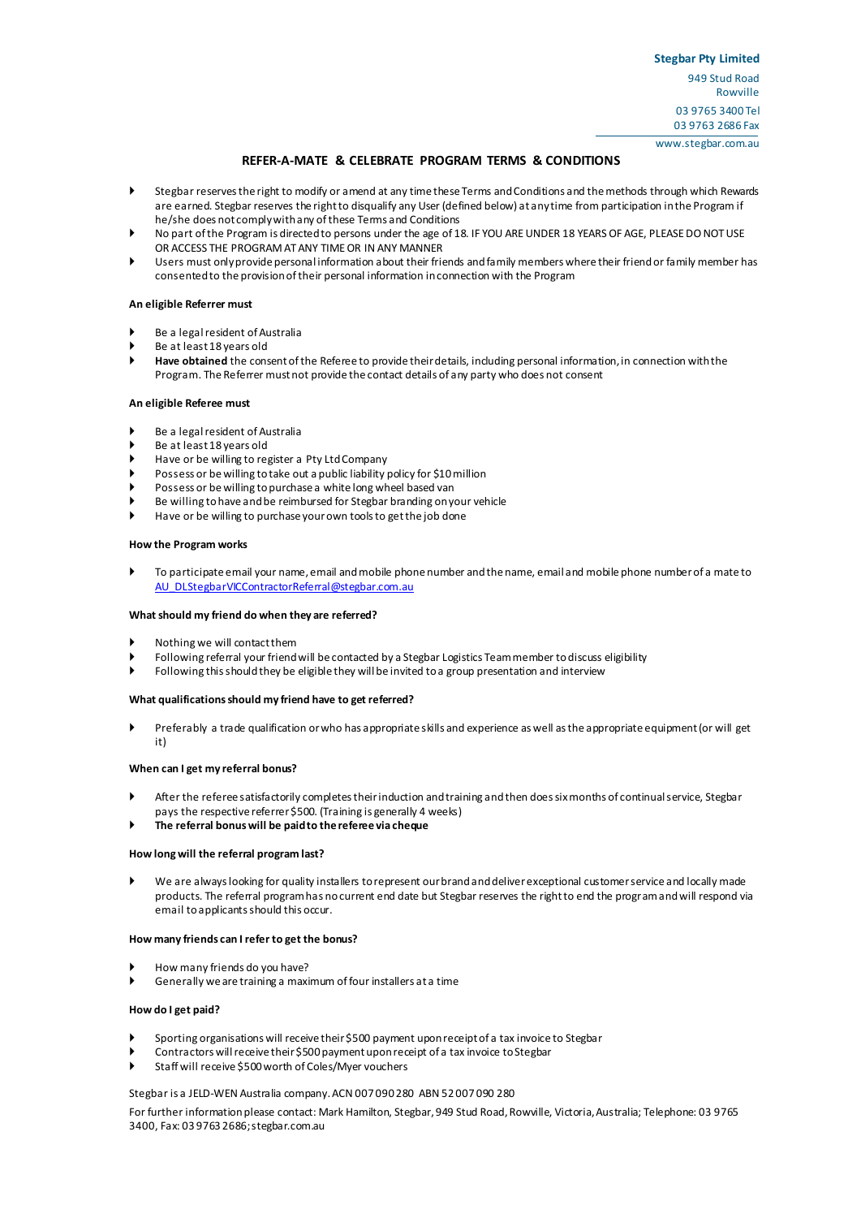**Stegbar Pty Limited**

949 Stud Road
Rowville

03 9765 3400 Tel
03 9763 2686 Fax

www.stegbar.com.au

## REFER-A-MATE & CELEBRATE PROGRAM TERMS & CONDITIONS

- Stegbar reserves the right to modify or amend at any time these Terms and Conditions and the methods through which Rewards are earned. Stegbar reserves the right to disqualify any User (defined below) at any time from participation in the Program if he/she does not comply with any of these Terms and Conditions
- No part of the Program is directed to persons under the age of 18. IF YOU ARE UNDER 18 YEARS OF AGE, PLEASE DO NOT USE OR ACCESS THE PROGRAM AT ANY TIME OR IN ANY MANNER
- Users must only provide personal information about their friends and family members where their friend or family member has consented to the provision of their personal information in connection with the Program

**An eligible Referrer must**

- Be a legal resident of Australia
- Be at least 18 years old
- **Have obtained** the consent of the Referee to provide their details, including personal information, in connection with the Program. The Referrer must not provide the contact details of any party who does not consent

**An eligible Referee must**

- Be a legal resident of Australia
- Be at least 18 years old
- Have or be willing to register a Pty Ltd Company
- Possess or be willing to take out a public liability policy for $10 million
- Possess or be willing to purchase a white long wheel based van
- Be willing to have and be reimbursed for Stegbar branding on your vehicle
- Have or be willing to purchase your own tools to get the job done

**How the Program works**

- To participate email your name, email and mobile phone number and the name, email and mobile phone number of a mate to AU_DLStegbarVICContractorReferral@stegbar.com.au

**What should my friend do when they are referred?**

- Nothing we will contact them
- Following referral your friend will be contacted by a Stegbar Logistics Team member to discuss eligibility
- Following this should they be eligible they will be invited to a group presentation and interview

**What qualifications should my friend have to get referred?**

- Preferably a trade qualification or who has appropriate skills and experience as well as the appropriate equipment (or will get it)

**When can I get my referral bonus?**

- After the referee satisfactorily completes their induction and training and then does six months of continual service, Stegbar pays the respective referrer $500. (Training is generally 4 weeks)
- **The referral bonus will be paid to the referee via cheque**

**How long will the referral program last?**

- We are always looking for quality installers to represent our brand and deliver exceptional customer service and locally made products. The referral program has no current end date but Stegbar reserves the right to end the program and will respond via email to applicants should this occur.

**How many friends can I refer to get the bonus?**

- How many friends do you have?
- Generally we are training a maximum of four installers at a time

**How do I get paid?**

- Sporting organisations will receive their $500 payment upon receipt of a tax invoice to Stegbar
- Contractors will receive their $500 payment upon receipt of a tax invoice to Stegbar
- Staff will receive $500 worth of Coles/Myer vouchers

Stegbar is a JELD-WEN Australia company. ACN 007 090 280 ABN 52 007 090 280

For further information please contact: Mark Hamilton, Stegbar, 949 Stud Road, Rowville, Victoria, Australia; Telephone: 03 9765 3400, Fax: 03 9763 2686; stegbar.com.au